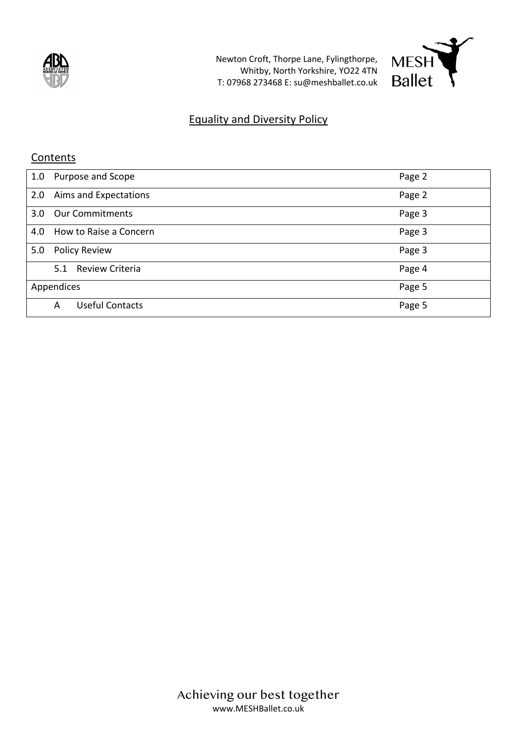Newton Croft, Thorpe Lane, Fylingthorpe,
Whitby, North Yorkshire, YO22 4TN
T: 07968 273468 E: su@meshballet.co.uk

# Equality and Diversity Policy

## Contents

| | |
|---|---|
| 1.0 Purpose and Scope | Page 2 |
| 2.0 Aims and Expectations | Page 2 |
| 3.0 Our Commitments | Page 3 |
| 4.0 How to Raise a Concern | Page 3 |
| 5.0 Policy Review | Page 3 |
| 5.1 Review Criteria | Page 4 |
| Appendices | Page 5 |
| A Useful Contacts | Page 5 |

Achieving our best together
www.MESHBallet.co.uk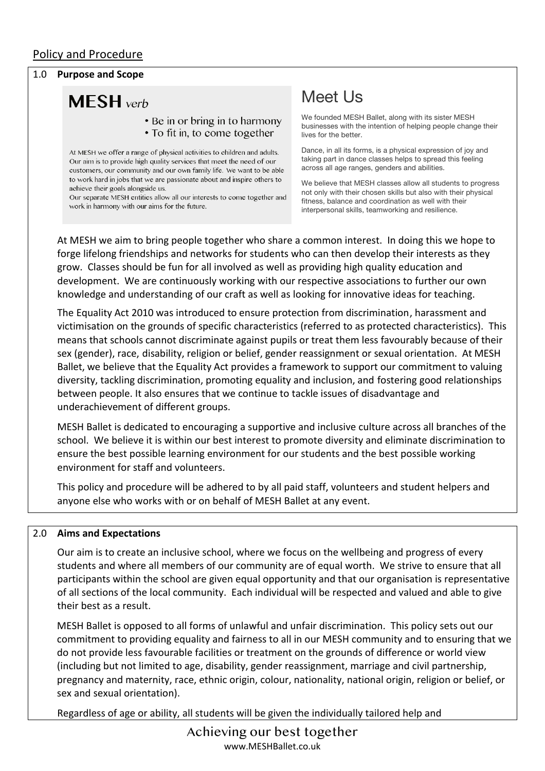## Policy and Procedure

### 1.0 Purpose and Scope

**MESH** *verb*

- Be in or bring in to harmony
- To fit in, to come together

At MESH we offer a range of physical activities to children and adults. Our aim is to provide high quality services that meet the need of our customers, our community and our own family life. We want to be able to work hard in jobs that we are passionate about and inspire others to achieve their goals alongside us.
Our separate MESH entities allow all our interests to come together and work in harmony with our aims for the future.

## Meet Us

We founded MESH Ballet, along with its sister MESH businesses with the intention of helping people change their lives for the better.

Dance, in all its forms, is a physical expression of joy and taking part in dance classes helps to spread this feeling across all age ranges, genders and abilities.

We believe that MESH classes allow all students to progress not only with their chosen skills but also with their physical fitness, balance and coordination as well with their interpersonal skills, teamworking and resilience.

At MESH we aim to bring people together who share a common interest. In doing this we hope to forge lifelong friendships and networks for students who can then develop their interests as they grow. Classes should be fun for all involved as well as providing high quality education and development. We are continuously working with our respective associations to further our own knowledge and understanding of our craft as well as looking for innovative ideas for teaching.

The Equality Act 2010 was introduced to ensure protection from discrimination, harassment and victimisation on the grounds of specific characteristics (referred to as protected characteristics). This means that schools cannot discriminate against pupils or treat them less favourably because of their sex (gender), race, disability, religion or belief, gender reassignment or sexual orientation. At MESH Ballet, we believe that the Equality Act provides a framework to support our commitment to valuing diversity, tackling discrimination, promoting equality and inclusion, and fostering good relationships between people. It also ensures that we continue to tackle issues of disadvantage and underachievement of different groups.

MESH Ballet is dedicated to encouraging a supportive and inclusive culture across all branches of the school. We believe it is within our best interest to promote diversity and eliminate discrimination to ensure the best possible learning environment for our students and the best possible working environment for staff and volunteers.

This policy and procedure will be adhered to by all paid staff, volunteers and student helpers and anyone else who works with or on behalf of MESH Ballet at any event.

### 2.0 Aims and Expectations

Our aim is to create an inclusive school, where we focus on the wellbeing and progress of every students and where all members of our community are of equal worth. We strive to ensure that all participants within the school are given equal opportunity and that our organisation is representative of all sections of the local community. Each individual will be respected and valued and able to give their best as a result.

MESH Ballet is opposed to all forms of unlawful and unfair discrimination. This policy sets out our commitment to providing equality and fairness to all in our MESH community and to ensuring that we do not provide less favourable facilities or treatment on the grounds of difference or world view (including but not limited to age, disability, gender reassignment, marriage and civil partnership, pregnancy and maternity, race, ethnic origin, colour, nationality, national origin, religion or belief, or sex and sexual orientation).

Regardless of age or ability, all students will be given the individually tailored help and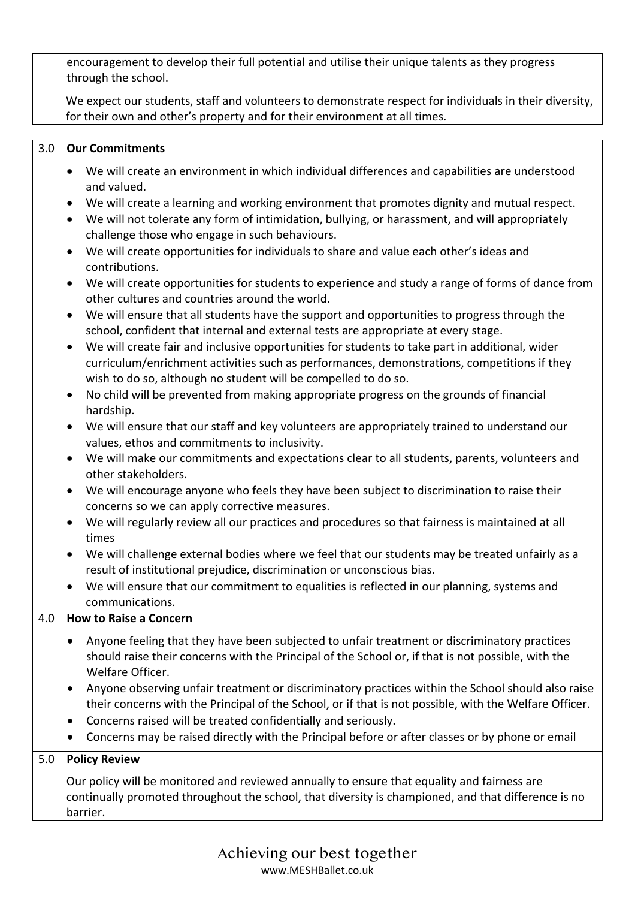encouragement to develop their full potential and utilise their unique talents as they progress through the school.

We expect our students, staff and volunteers to demonstrate respect for individuals in their diversity, for their own and other's property and for their environment at all times.

## 3.0 Our Commitments

- We will create an environment in which individual differences and capabilities are understood and valued.
- We will create a learning and working environment that promotes dignity and mutual respect.
- We will not tolerate any form of intimidation, bullying, or harassment, and will appropriately challenge those who engage in such behaviours.
- We will create opportunities for individuals to share and value each other's ideas and contributions.
- We will create opportunities for students to experience and study a range of forms of dance from other cultures and countries around the world.
- We will ensure that all students have the support and opportunities to progress through the school, confident that internal and external tests are appropriate at every stage.
- We will create fair and inclusive opportunities for students to take part in additional, wider curriculum/enrichment activities such as performances, demonstrations, competitions if they wish to do so, although no student will be compelled to do so.
- No child will be prevented from making appropriate progress on the grounds of financial hardship.
- We will ensure that our staff and key volunteers are appropriately trained to understand our values, ethos and commitments to inclusivity.
- We will make our commitments and expectations clear to all students, parents, volunteers and other stakeholders.
- We will encourage anyone who feels they have been subject to discrimination to raise their concerns so we can apply corrective measures.
- We will regularly review all our practices and procedures so that fairness is maintained at all times
- We will challenge external bodies where we feel that our students may be treated unfairly as a result of institutional prejudice, discrimination or unconscious bias.
- We will ensure that our commitment to equalities is reflected in our planning, systems and communications.

## 4.0 How to Raise a Concern

- Anyone feeling that they have been subjected to unfair treatment or discriminatory practices should raise their concerns with the Principal of the School or, if that is not possible, with the Welfare Officer.
- Anyone observing unfair treatment or discriminatory practices within the School should also raise their concerns with the Principal of the School, or if that is not possible, with the Welfare Officer.
- Concerns raised will be treated confidentially and seriously.
- Concerns may be raised directly with the Principal before or after classes or by phone or email

## 5.0 Policy Review

Our policy will be monitored and reviewed annually to ensure that equality and fairness are continually promoted throughout the school, that diversity is championed, and that difference is no barrier.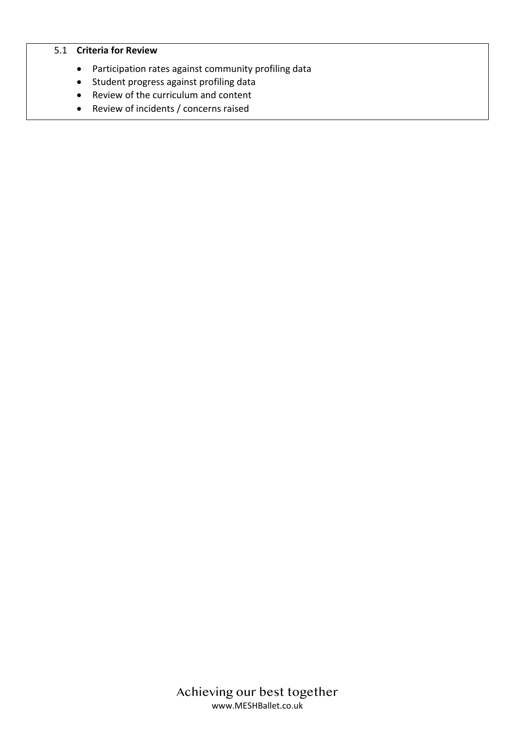### 5.1 **Criteria for Review**

- Participation rates against community profiling data
- Student progress against profiling data
- Review of the curriculum and content
- Review of incidents / concerns raised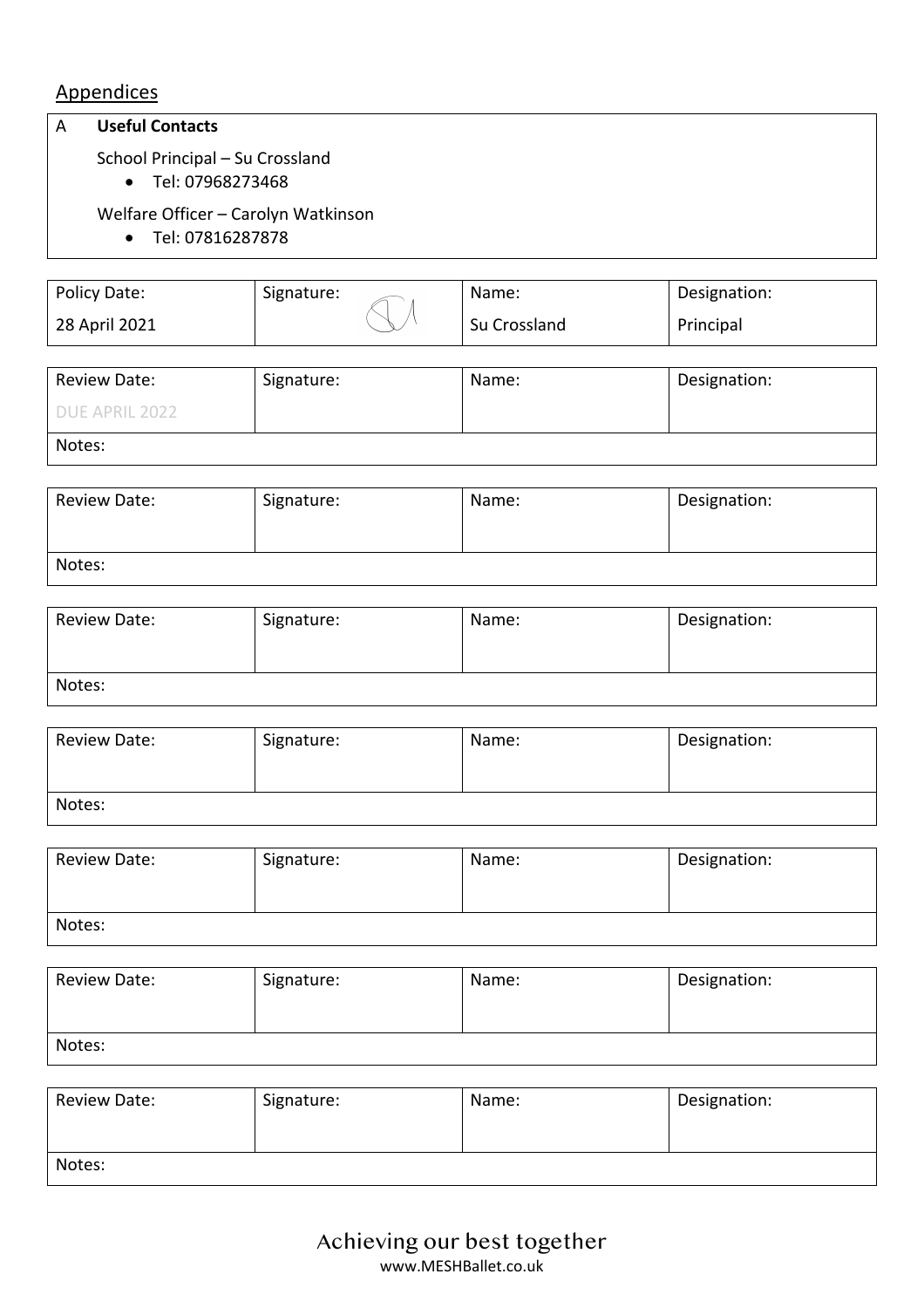## Appendices

| A | **Useful Contacts** |
|---|---|
| | School Principal – Su Crossland<br>• Tel: 07968273468<br><br>Welfare Officer – Carolyn Watkinson<br>• Tel: 07816287878 |

| Policy Date: | Signature: | Name: | Designation: |
|---|---|---|---|
| 28 April 2021 | | Su Crossland | Principal |

| Review Date: | Signature: | Name: | Designation: |
|---|---|---|---|
| DUE APRIL 2022 | | | |
| Notes: | | | |

| Review Date: | Signature: | Name: | Designation: |
|---|---|---|---|
| | | | |
| Notes: | | | |

| Review Date: | Signature: | Name: | Designation: |
|---|---|---|---|
| | | | |
| Notes: | | | |

| Review Date: | Signature: | Name: | Designation: |
|---|---|---|---|
| | | | |
| Notes: | | | |

| Review Date: | Signature: | Name: | Designation: |
|---|---|---|---|
| | | | |
| Notes: | | | |

| Review Date: | Signature: | Name: | Designation: |
|---|---|---|---|
| | | | |
| Notes: | | | |

| Review Date: | Signature: | Name: | Designation: |
|---|---|---|---|
| | | | |
| Notes: | | | |